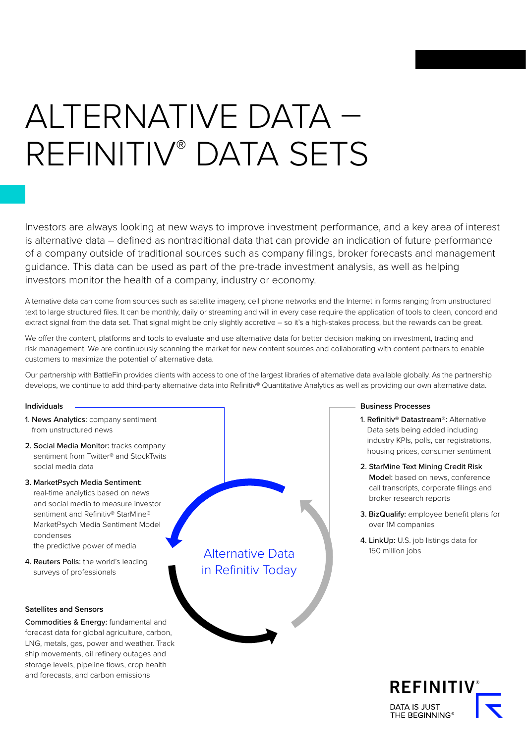# ALTERNATIVE DATA – REFINITIV® DATA SETS

Investors are always looking at new ways to improve investment performance, and a key area of interest is alternative data – defined as nontraditional data that can provide an indication of future performance of a company outside of traditional sources such as company filings, broker forecasts and management guidance. This data can be used as part of the pre-trade investment analysis, as well as helping investors monitor the health of a company, industry or economy.

Alternative data can come from sources such as satellite imagery, cell phone networks and the Internet in forms ranging from unstructured text to large structured files. It can be monthly, daily or streaming and will in every case require the application of tools to clean, concord and extract signal from the data set. That signal might be only slightly accretive – so it's a high-stakes process, but the rewards can be great.

We offer the content, platforms and tools to evaluate and use alternative data for better decision making on investment, trading and risk management. We are continuously scanning the market for new content sources and collaborating with content partners to enable customers to maximize the potential of alternative data.

Our partnership with BattleFin provides clients with access to one of the largest libraries of alternative data available globally. As the partnership develops, we continue to add third-party alternative data into Refinitiv® Quantitative Analytics as well as providing our own alternative data.

## Alternative Data in Refinitiv Today

### Individuals

1. **News Analytics:** company sentiment from unstructured news
2. **Social Media Monitor:** tracks company sentiment from Twitter® and StockTwits social media data
3. **MarketPsych Media Sentiment:** real-time analytics based on news and social media to measure investor sentiment and Refinitiv® StarMine® MarketPsych Media Sentiment Model condenses the predictive power of media
4. **Reuters Polls:** the world's leading surveys of professionals

### Satellites and Sensors

**Commodities & Energy:** fundamental and forecast data for global agriculture, carbon, LNG, metals, gas, power and weather. Track ship movements, oil refinery outages and storage levels, pipeline flows, crop health and forecasts, and carbon emissions

### Business Processes

1. **Refinitiv® Datastream®:** Alternative Data sets being added including industry KPIs, polls, car registrations, housing prices, consumer sentiment
2. **StarMine Text Mining Credit Risk Model:** based on news, conference call transcripts, corporate filings and broker research reports
3. **BizQualify:** employee benefit plans for over 1M companies
4. **LinkUp:** U.S. job listings data for 150 million jobs

REFINITIV®
DATA IS JUST THE BEGINNING®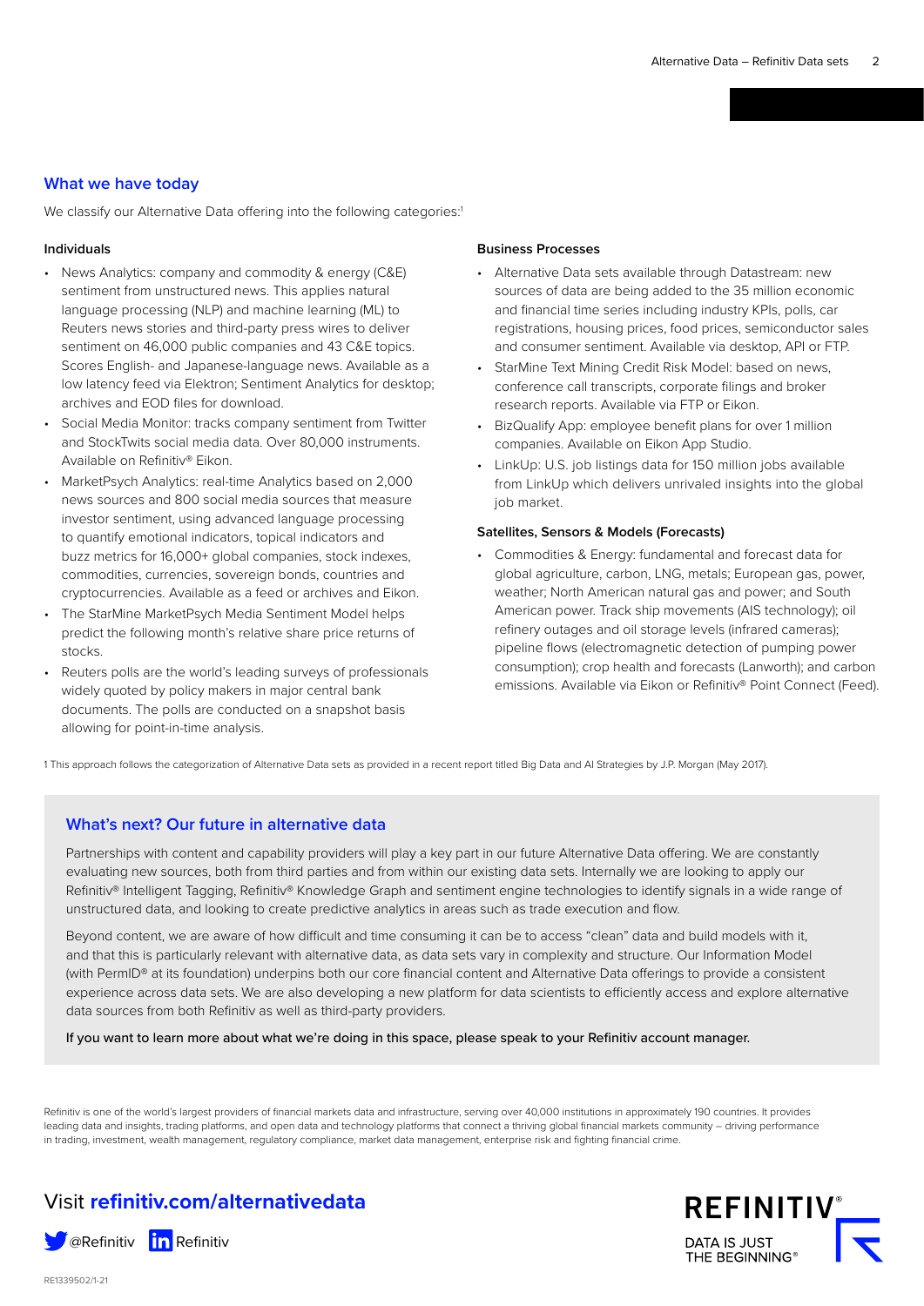## What we have today

We classify our Alternative Data offering into the following categories:[1]

### Individuals

- News Analytics: company and commodity & energy (C&E) sentiment from unstructured news. This applies natural language processing (NLP) and machine learning (ML) to Reuters news stories and third-party press wires to deliver sentiment on 46,000 public companies and 43 C&E topics. Scores English- and Japanese-language news. Available as a low latency feed via Elektron; Sentiment Analytics for desktop; archives and EOD files for download.
- Social Media Monitor: tracks company sentiment from Twitter and StockTwits social media data. Over 80,000 instruments. Available on Refinitiv® Eikon.
- MarketPsych Analytics: real-time Analytics based on 2,000 news sources and 800 social media sources that measure investor sentiment, using advanced language processing to quantify emotional indicators, topical indicators and buzz metrics for 16,000+ global companies, stock indexes, commodities, currencies, sovereign bonds, countries and cryptocurrencies. Available as a feed or archives and Eikon.
- The StarMine MarketPsych Media Sentiment Model helps predict the following month's relative share price returns of stocks.
- Reuters polls are the world's leading surveys of professionals widely quoted by policy makers in major central bank documents. The polls are conducted on a snapshot basis allowing for point-in-time analysis.

### Business Processes

- Alternative Data sets available through Datastream: new sources of data are being added to the 35 million economic and financial time series including industry KPIs, polls, car registrations, housing prices, food prices, semiconductor sales and consumer sentiment. Available via desktop, API or FTP.
- StarMine Text Mining Credit Risk Model: based on news, conference call transcripts, corporate filings and broker research reports. Available via FTP or Eikon.
- BizQualify App: employee benefit plans for over 1 million companies. Available on Eikon App Studio.
- LinkUp: U.S. job listings data for 150 million jobs available from LinkUp which delivers unrivaled insights into the global job market.

### Satellites, Sensors & Models (Forecasts)

- Commodities & Energy: fundamental and forecast data for global agriculture, carbon, LNG, metals; European gas, power, weather; North American natural gas and power; and South American power. Track ship movements (AIS technology); oil refinery outages and oil storage levels (infrared cameras); pipeline flows (electromagnetic detection of pumping power consumption); crop health and forecasts (Lanworth); and carbon emissions. Available via Eikon or Refinitiv® Point Connect (Feed).

1 This approach follows the categorization of Alternative Data sets as provided in a recent report titled Big Data and AI Strategies by J.P. Morgan (May 2017).

## What's next? Our future in alternative data

Partnerships with content and capability providers will play a key part in our future Alternative Data offering. We are constantly evaluating new sources, both from third parties and from within our existing data sets. Internally we are looking to apply our Refinitiv® Intelligent Tagging, Refinitiv® Knowledge Graph and sentiment engine technologies to identify signals in a wide range of unstructured data, and looking to create predictive analytics in areas such as trade execution and flow.

Beyond content, we are aware of how difficult and time consuming it can be to access "clean" data and build models with it, and that this is particularly relevant with alternative data, as data sets vary in complexity and structure. Our Information Model (with PermID® at its foundation) underpins both our core financial content and Alternative Data offerings to provide a consistent experience across data sets. We are also developing a new platform for data scientists to efficiently access and explore alternative data sources from both Refinitiv as well as third-party providers.

If you want to learn more about what we're doing in this space, please speak to your Refinitiv account manager.

Refinitiv is one of the world's largest providers of financial markets data and infrastructure, serving over 40,000 institutions in approximately 190 countries. It provides leading data and insights, trading platforms, and open data and technology platforms that connect a thriving global financial markets community – driving performance in trading, investment, wealth management, regulatory compliance, market data management, enterprise risk and fighting financial crime.

Visit **refinitiv.com/alternativedata**

@Refinitiv Refinitiv

REFINITIV®

DATA IS JUST THE BEGINNING®

RE1339502/1-21